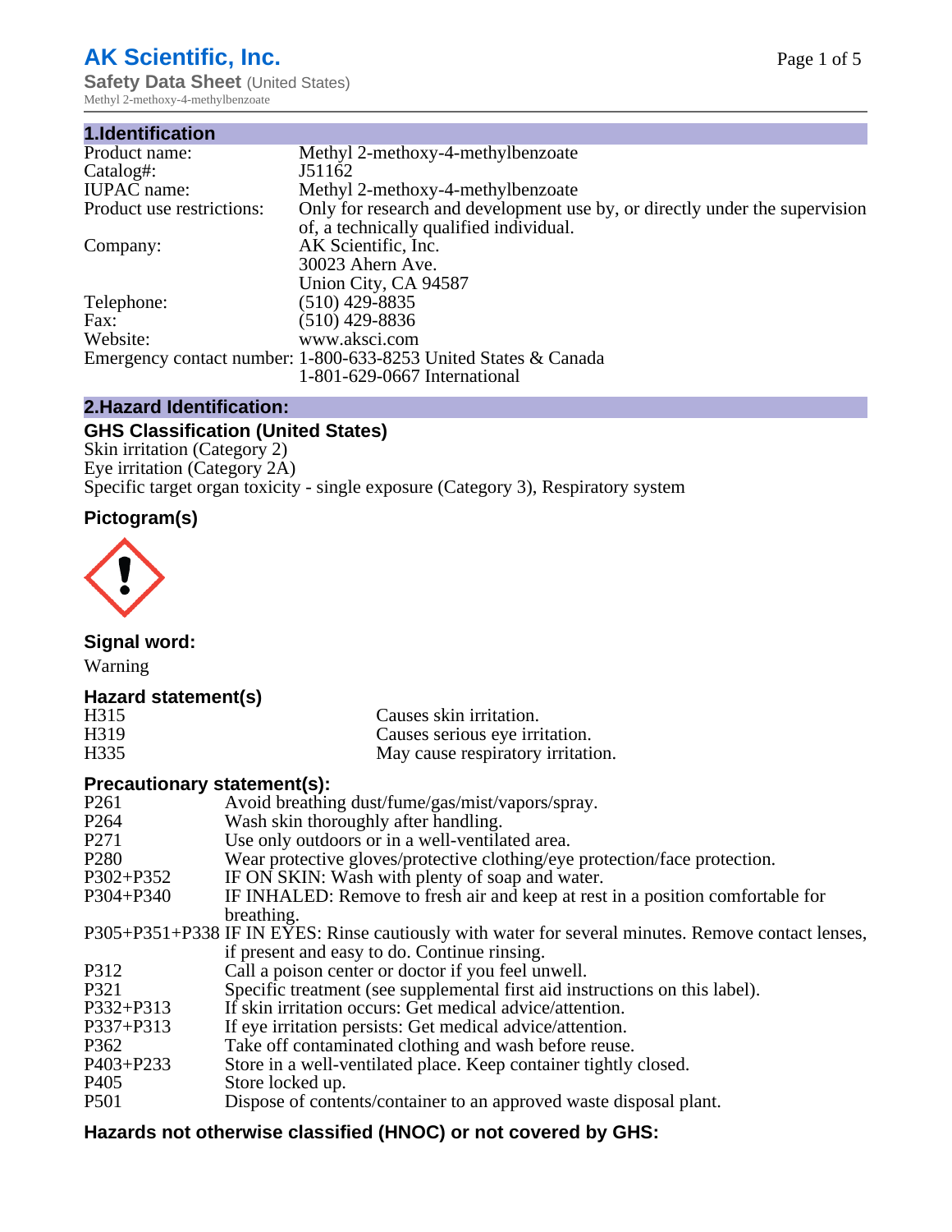# AK Scientific, Inc.

**Safety Data Sheet** (United States)

Methyl 2-methoxy-4-methylbenzoate

## 1.Identification

| | |
|---|---|
| Product name: | Methyl 2-methoxy-4-methylbenzoate |
| Catalog#: | J51162 |
| IUPAC name: | Methyl 2-methoxy-4-methylbenzoate |
| Product use restrictions: | Only for research and development use by, or directly under the supervision of, a technically qualified individual. |
| Company: | AK Scientific, Inc.<br>30023 Ahern Ave.<br>Union City, CA 94587 |
| Telephone: | (510) 429-8835 |
| Fax: | (510) 429-8836 |
| Website: | www.aksci.com |
| Emergency contact number: | 1-800-633-8253 United States & Canada<br>1-801-629-0667 International |

## 2.Hazard Identification:

### GHS Classification (United States)

Skin irritation (Category 2)
Eye irritation (Category 2A)
Specific target organ toxicity - single exposure (Category 3), Respiratory system

### Pictogram(s)

### Signal word:

Warning

### Hazard statement(s)

| | |
|---|---|
| H315 | Causes skin irritation. |
| H319 | Causes serious eye irritation. |
| H335 | May cause respiratory irritation. |

### Precautionary statement(s):

| | |
|---|---|
| P261 | Avoid breathing dust/fume/gas/mist/vapors/spray. |
| P264 | Wash skin thoroughly after handling. |
| P271 | Use only outdoors or in a well-ventilated area. |
| P280 | Wear protective gloves/protective clothing/eye protection/face protection. |
| P302+P352 | IF ON SKIN: Wash with plenty of soap and water. |
| P304+P340 | IF INHALED: Remove to fresh air and keep at rest in a position comfortable for breathing. |
| P305+P351+P338 | IF IN EYES: Rinse cautiously with water for several minutes. Remove contact lenses, if present and easy to do. Continue rinsing. |
| P312 | Call a poison center or doctor if you feel unwell. |
| P321 | Specific treatment (see supplemental first aid instructions on this label). |
| P332+P313 | If skin irritation occurs: Get medical advice/attention. |
| P337+P313 | If eye irritation persists: Get medical advice/attention. |
| P362 | Take off contaminated clothing and wash before reuse. |
| P403+P233 | Store in a well-ventilated place. Keep container tightly closed. |
| P405 | Store locked up. |
| P501 | Dispose of contents/container to an approved waste disposal plant. |

### Hazards not otherwise classified (HNOC) or not covered by GHS: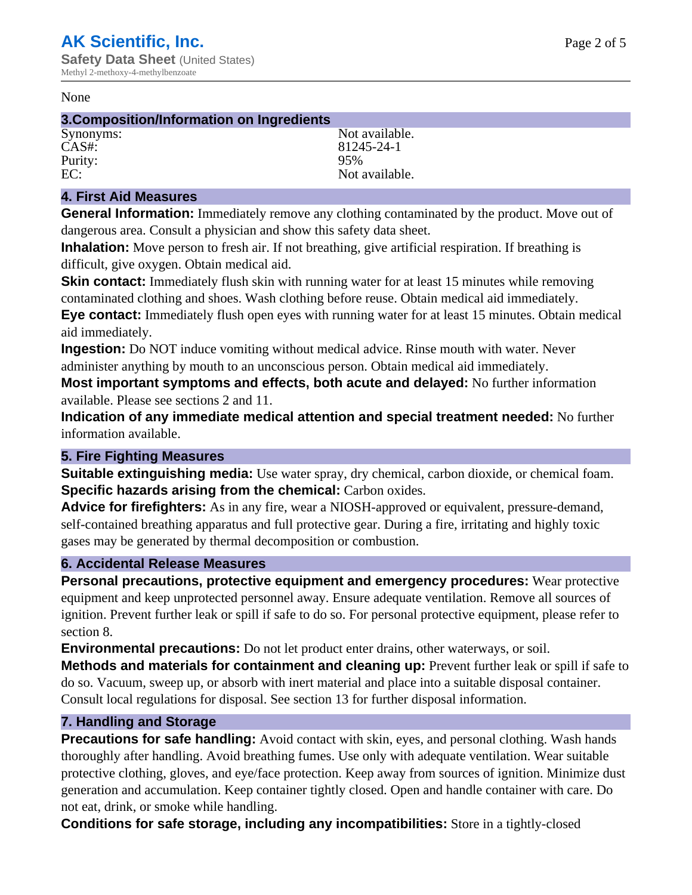None

## 3.Composition/Information on Ingredients

| | |
|---|---|
| Synonyms: | Not available. |
| CAS#: | 81245-24-1 |
| Purity: | 95% |
| EC: | Not available. |

## 4. First Aid Measures

**General Information:** Immediately remove any clothing contaminated by the product. Move out of dangerous area. Consult a physician and show this safety data sheet.

**Inhalation:** Move person to fresh air. If not breathing, give artificial respiration. If breathing is difficult, give oxygen. Obtain medical aid.

**Skin contact:** Immediately flush skin with running water for at least 15 minutes while removing contaminated clothing and shoes. Wash clothing before reuse. Obtain medical aid immediately.

**Eye contact:** Immediately flush open eyes with running water for at least 15 minutes. Obtain medical aid immediately.

**Ingestion:** Do NOT induce vomiting without medical advice. Rinse mouth with water. Never administer anything by mouth to an unconscious person. Obtain medical aid immediately.

**Most important symptoms and effects, both acute and delayed:** No further information available. Please see sections 2 and 11.

**Indication of any immediate medical attention and special treatment needed:** No further information available.

## 5. Fire Fighting Measures

**Suitable extinguishing media:** Use water spray, dry chemical, carbon dioxide, or chemical foam.

**Specific hazards arising from the chemical:** Carbon oxides.

**Advice for firefighters:** As in any fire, wear a NIOSH-approved or equivalent, pressure-demand, self-contained breathing apparatus and full protective gear. During a fire, irritating and highly toxic gases may be generated by thermal decomposition or combustion.

## 6. Accidental Release Measures

**Personal precautions, protective equipment and emergency procedures:** Wear protective equipment and keep unprotected personnel away. Ensure adequate ventilation. Remove all sources of ignition. Prevent further leak or spill if safe to do so. For personal protective equipment, please refer to section 8.

**Environmental precautions:** Do not let product enter drains, other waterways, or soil.

**Methods and materials for containment and cleaning up:** Prevent further leak or spill if safe to do so. Vacuum, sweep up, or absorb with inert material and place into a suitable disposal container. Consult local regulations for disposal. See section 13 for further disposal information.

## 7. Handling and Storage

**Precautions for safe handling:** Avoid contact with skin, eyes, and personal clothing. Wash hands thoroughly after handling. Avoid breathing fumes. Use only with adequate ventilation. Wear suitable protective clothing, gloves, and eye/face protection. Keep away from sources of ignition. Minimize dust generation and accumulation. Keep container tightly closed. Open and handle container with care. Do not eat, drink, or smoke while handling.

**Conditions for safe storage, including any incompatibilities:** Store in a tightly-closed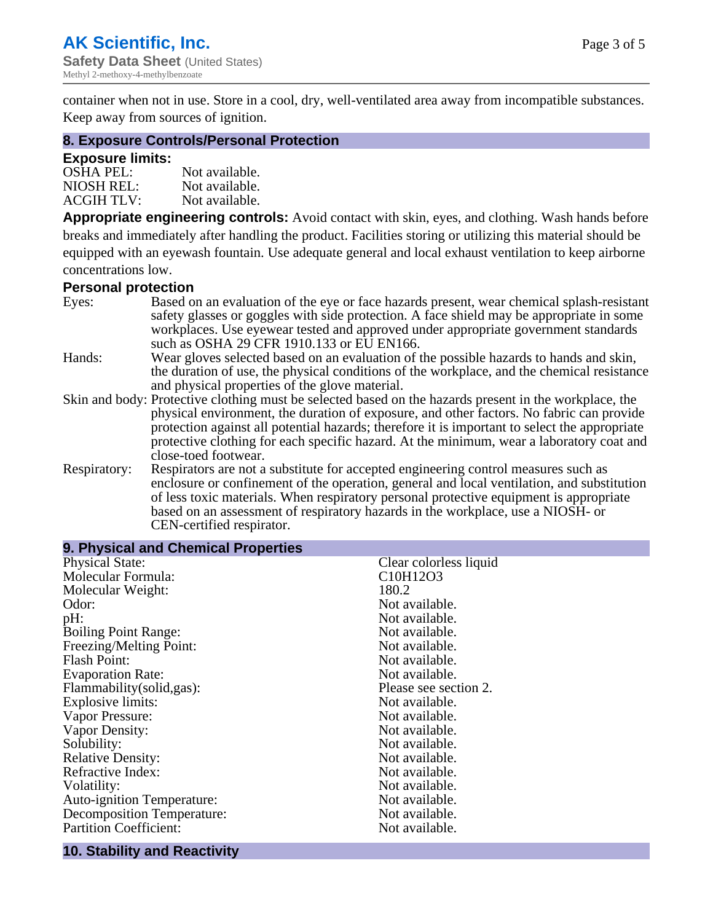container when not in use. Store in a cool, dry, well-ventilated area away from incompatible substances. Keep away from sources of ignition.

## 8. Exposure Controls/Personal Protection

### Exposure limits:

| | |
|---|---|
| OSHA PEL: | Not available. |
| NIOSH REL: | Not available. |
| ACGIH TLV: | Not available. |

**Appropriate engineering controls:** Avoid contact with skin, eyes, and clothing. Wash hands before breaks and immediately after handling the product. Facilities storing or utilizing this material should be equipped with an eyewash fountain. Use adequate general and local exhaust ventilation to keep airborne concentrations low.

### Personal protection

Eyes: Based on an evaluation of the eye or face hazards present, wear chemical splash-resistant safety glasses or goggles with side protection. A face shield may be appropriate in some workplaces. Use eyewear tested and approved under appropriate government standards such as OSHA 29 CFR 1910.133 or EU EN166.

Hands: Wear gloves selected based on an evaluation of the possible hazards to hands and skin, the duration of use, the physical conditions of the workplace, and the chemical resistance and physical properties of the glove material.

Skin and body: Protective clothing must be selected based on the hazards present in the workplace, the physical environment, the duration of exposure, and other factors. No fabric can provide protection against all potential hazards; therefore it is important to select the appropriate protective clothing for each specific hazard. At the minimum, wear a laboratory coat and close-toed footwear.

Respiratory: Respirators are not a substitute for accepted engineering control measures such as enclosure or confinement of the operation, general and local ventilation, and substitution of less toxic materials. When respiratory personal protective equipment is appropriate based on an assessment of respiratory hazards in the workplace, use a NIOSH- or CEN-certified respirator.

## 9. Physical and Chemical Properties

| | |
|---|---|
| Physical State: | Clear colorless liquid |
| Molecular Formula: | $C_{10}H_{12}O_3$ |
| Molecular Weight: | 180.2 |
| Odor: | Not available. |
| pH: | Not available. |
| Boiling Point Range: | Not available. |
| Freezing/Melting Point: | Not available. |
| Flash Point: | Not available. |
| Evaporation Rate: | Not available. |
| Flammability(solid,gas): | Please see section 2. |
| Explosive limits: | Not available. |
| Vapor Pressure: | Not available. |
| Vapor Density: | Not available. |
| Solubility: | Not available. |
| Relative Density: | Not available. |
| Refractive Index: | Not available. |
| Volatility: | Not available. |
| Auto-ignition Temperature: | Not available. |
| Decomposition Temperature: | Not available. |
| Partition Coefficient: | Not available. |

## 10. Stability and Reactivity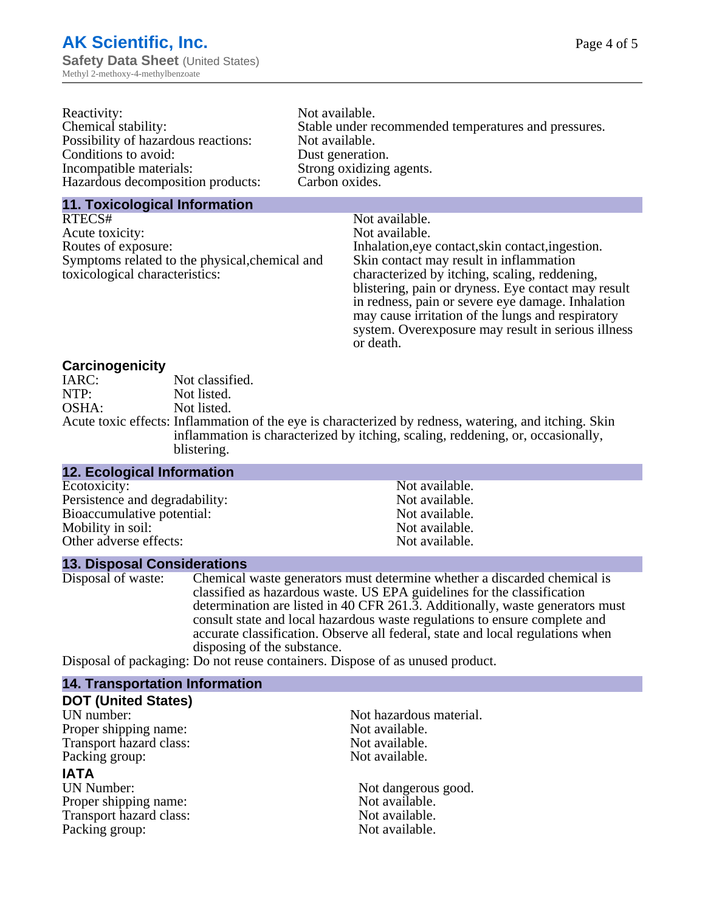| | |
|---|---|
| Reactivity: | Not available. |
| Chemical stability: | Stable under recommended temperatures and pressures. |
| Possibility of hazardous reactions: | Not available. |
| Conditions to avoid: | Dust generation. |
| Incompatible materials: | Strong oxidizing agents. |
| Hazardous decomposition products: | Carbon oxides. |

## 11. Toxicological Information

| | |
|---|---|
| RTECS# | Not available. |
| Acute toxicity: | Not available. |
| Routes of exposure: | Inhalation,eye contact,skin contact,ingestion. |
| Symptoms related to the physical,chemical and toxicological characteristics: | Skin contact may result in inflammation characterized by itching, scaling, reddening, blistering, pain or dryness. Eye contact may result in redness, pain or severe eye damage. Inhalation may cause irritation of the lungs and respiratory system. Overexposure may result in serious illness or death. |

### Carcinogenicity

| | |
|---|---|
| IARC: | Not classified. |
| NTP: | Not listed. |
| OSHA: | Not listed. |
| Acute toxic effects: | Inflammation of the eye is characterized by redness, watering, and itching. Skin inflammation is characterized by itching, scaling, reddening, or, occasionally, blistering. |

## 12. Ecological Information

| | |
|---|---|
| Ecotoxicity: | Not available. |
| Persistence and degradability: | Not available. |
| Bioaccumulative potential: | Not available. |
| Mobility in soil: | Not available. |
| Other adverse effects: | Not available. |

## 13. Disposal Considerations

| | |
|---|---|
| Disposal of waste: | Chemical waste generators must determine whether a discarded chemical is classified as hazardous waste. US EPA guidelines for the classification determination are listed in 40 CFR 261.3. Additionally, waste generators must consult state and local hazardous waste regulations to ensure complete and accurate classification. Observe all federal, state and local regulations when disposing of the substance. |
| Disposal of packaging: | Do not reuse containers. Dispose of as unused product. |

## 14. Transportation Information

### DOT (United States)

| | |
|---|---|
| UN number: | Not hazardous material. |
| Proper shipping name: | Not available. |
| Transport hazard class: | Not available. |
| Packing group: | Not available. |

### IATA

| | |
|---|---|
| UN Number: | Not dangerous good. |
| Proper shipping name: | Not available. |
| Transport hazard class: | Not available. |
| Packing group: | Not available. |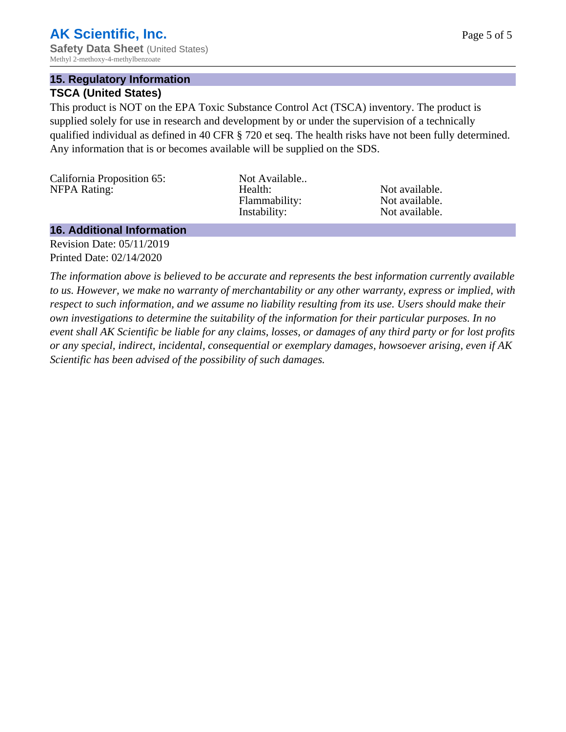## 15. Regulatory Information

### TSCA (United States)

This product is NOT on the EPA Toxic Substance Control Act (TSCA) inventory. The product is supplied solely for use in research and development by or under the supervision of a technically qualified individual as defined in 40 CFR § 720 et seq. The health risks have not been fully determined. Any information that is or becomes available will be supplied on the SDS.

| | | |
|---|---|---|
| California Proposition 65: | Not Available.. | |
| NFPA Rating: | Health: | Not available. |
| | Flammability: | Not available. |
| | Instability: | Not available. |

## 16. Additional Information

Revision Date: 05/11/2019
Printed Date: 02/14/2020

*The information above is believed to be accurate and represents the best information currently available to us. However, we make no warranty of merchantability or any other warranty, express or implied, with respect to such information, and we assume no liability resulting from its use. Users should make their own investigations to determine the suitability of the information for their particular purposes. In no event shall AK Scientific be liable for any claims, losses, or damages of any third party or for lost profits or any special, indirect, incidental, consequential or exemplary damages, howsoever arising, even if AK Scientific has been advised of the possibility of such damages.*